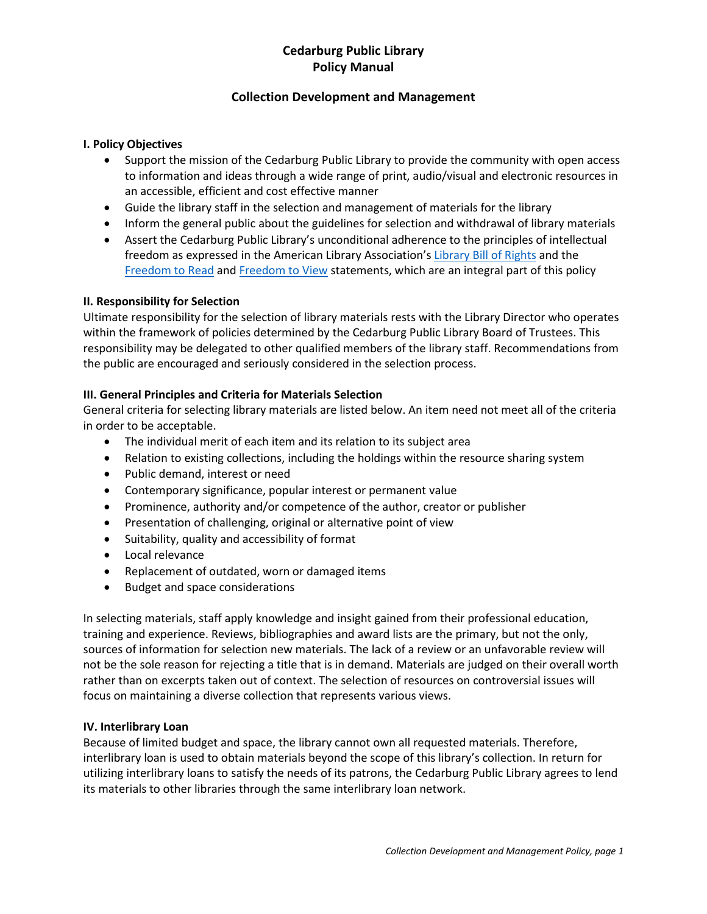# Cedarburg Public Library
# Policy Manual

## Collection Development and Management

### I. Policy Objectives

- Support the mission of the Cedarburg Public Library to provide the community with open access to information and ideas through a wide range of print, audio/visual and electronic resources in an accessible, efficient and cost effective manner
- Guide the library staff in the selection and management of materials for the library
- Inform the general public about the guidelines for selection and withdrawal of library materials
- Assert the Cedarburg Public Library's unconditional adherence to the principles of intellectual freedom as expressed in the American Library Association's Library Bill of Rights and the Freedom to Read and Freedom to View statements, which are an integral part of this policy

### II. Responsibility for Selection

Ultimate responsibility for the selection of library materials rests with the Library Director who operates within the framework of policies determined by the Cedarburg Public Library Board of Trustees. This responsibility may be delegated to other qualified members of the library staff. Recommendations from the public are encouraged and seriously considered in the selection process.

### III. General Principles and Criteria for Materials Selection

General criteria for selecting library materials are listed below. An item need not meet all of the criteria in order to be acceptable.

- The individual merit of each item and its relation to its subject area
- Relation to existing collections, including the holdings within the resource sharing system
- Public demand, interest or need
- Contemporary significance, popular interest or permanent value
- Prominence, authority and/or competence of the author, creator or publisher
- Presentation of challenging, original or alternative point of view
- Suitability, quality and accessibility of format
- Local relevance
- Replacement of outdated, worn or damaged items
- Budget and space considerations

In selecting materials, staff apply knowledge and insight gained from their professional education, training and experience. Reviews, bibliographies and award lists are the primary, but not the only, sources of information for selection new materials. The lack of a review or an unfavorable review will not be the sole reason for rejecting a title that is in demand. Materials are judged on their overall worth rather than on excerpts taken out of context. The selection of resources on controversial issues will focus on maintaining a diverse collection that represents various views.

### IV. Interlibrary Loan

Because of limited budget and space, the library cannot own all requested materials. Therefore, interlibrary loan is used to obtain materials beyond the scope of this library's collection. In return for utilizing interlibrary loans to satisfy the needs of its patrons, the Cedarburg Public Library agrees to lend its materials to other libraries through the same interlibrary loan network.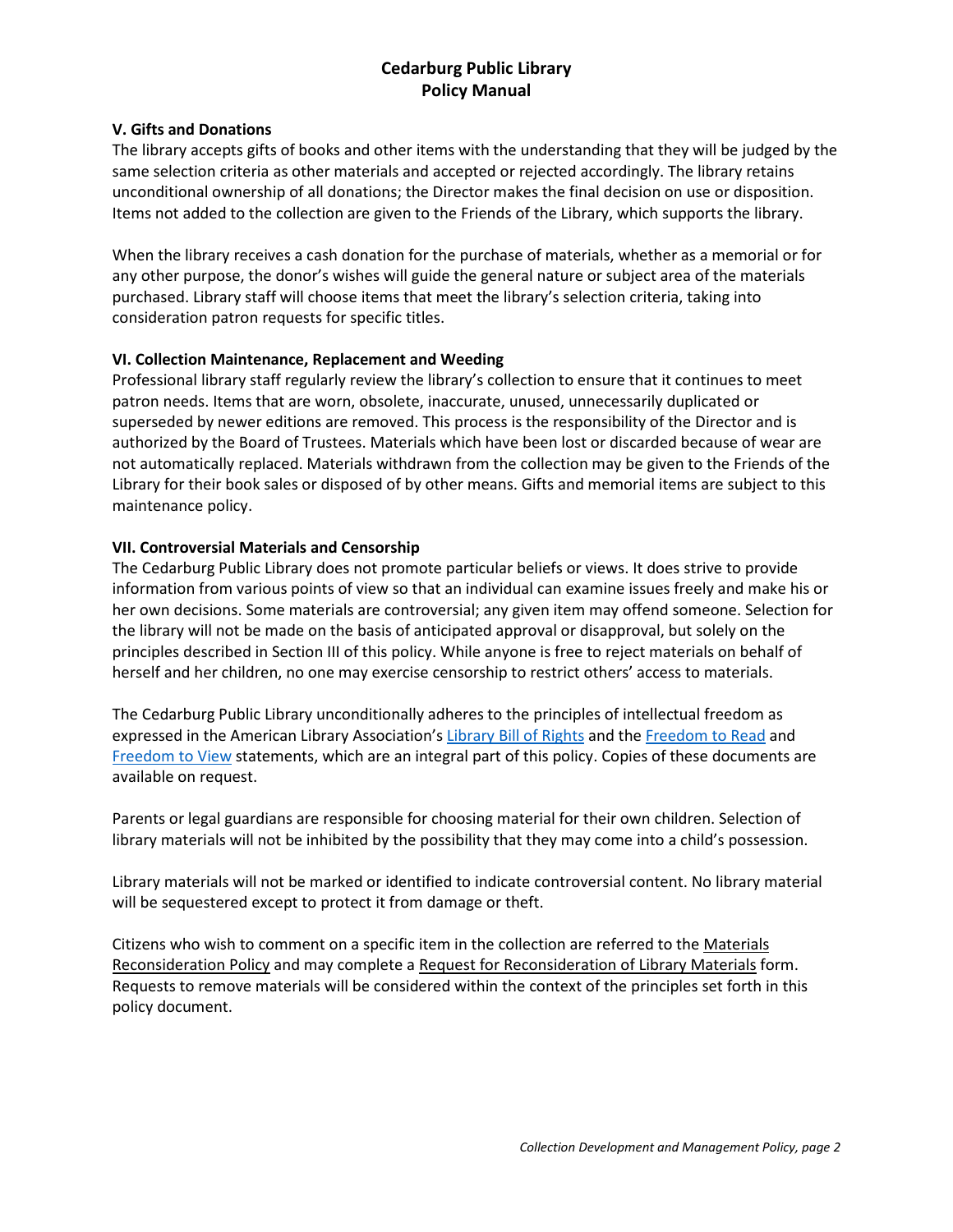### V. Gifts and Donations

The library accepts gifts of books and other items with the understanding that they will be judged by the same selection criteria as other materials and accepted or rejected accordingly. The library retains unconditional ownership of all donations; the Director makes the final decision on use or disposition. Items not added to the collection are given to the Friends of the Library, which supports the library.

When the library receives a cash donation for the purchase of materials, whether as a memorial or for any other purpose, the donor's wishes will guide the general nature or subject area of the materials purchased. Library staff will choose items that meet the library's selection criteria, taking into consideration patron requests for specific titles.

### VI. Collection Maintenance, Replacement and Weeding

Professional library staff regularly review the library's collection to ensure that it continues to meet patron needs. Items that are worn, obsolete, inaccurate, unused, unnecessarily duplicated or superseded by newer editions are removed. This process is the responsibility of the Director and is authorized by the Board of Trustees. Materials which have been lost or discarded because of wear are not automatically replaced. Materials withdrawn from the collection may be given to the Friends of the Library for their book sales or disposed of by other means. Gifts and memorial items are subject to this maintenance policy.

### VII. Controversial Materials and Censorship

The Cedarburg Public Library does not promote particular beliefs or views. It does strive to provide information from various points of view so that an individual can examine issues freely and make his or her own decisions. Some materials are controversial; any given item may offend someone. Selection for the library will not be made on the basis of anticipated approval or disapproval, but solely on the principles described in Section III of this policy. While anyone is free to reject materials on behalf of herself and her children, no one may exercise censorship to restrict others' access to materials.

The Cedarburg Public Library unconditionally adheres to the principles of intellectual freedom as expressed in the American Library Association's Library Bill of Rights and the Freedom to Read and Freedom to View statements, which are an integral part of this policy. Copies of these documents are available on request.

Parents or legal guardians are responsible for choosing material for their own children. Selection of library materials will not be inhibited by the possibility that they may come into a child's possession.

Library materials will not be marked or identified to indicate controversial content. No library material will be sequestered except to protect it from damage or theft.

Citizens who wish to comment on a specific item in the collection are referred to the Materials Reconsideration Policy and may complete a Request for Reconsideration of Library Materials form. Requests to remove materials will be considered within the context of the principles set forth in this policy document.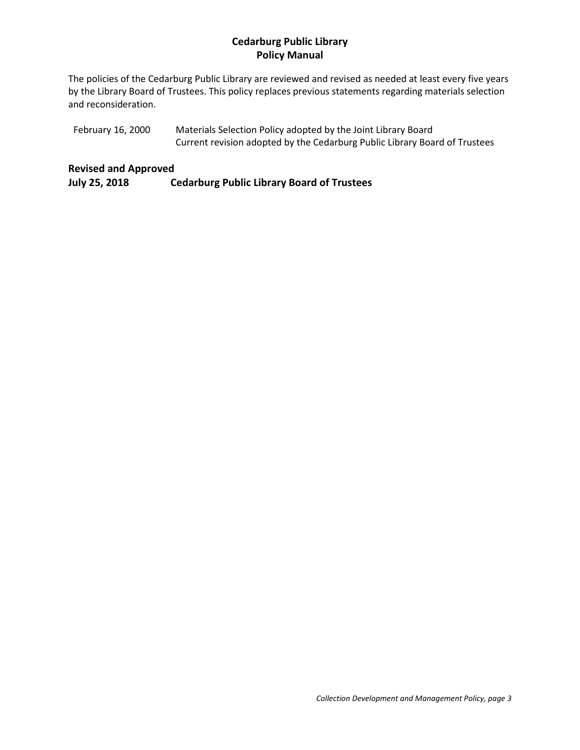**Cedarburg Public Library**
**Policy Manual**

The policies of the Cedarburg Public Library are reviewed and revised as needed at least every five years by the Library Board of Trustees. This policy replaces previous statements regarding materials selection and reconsideration.

| | |
|---|---|
| February 16, 2000 | Materials Selection Policy adopted by the Joint Library Board<br>Current revision adopted by the Cedarburg Public Library Board of Trustees |

**Revised and Approved**
**July 25, 2018 Cedarburg Public Library Board of Trustees**